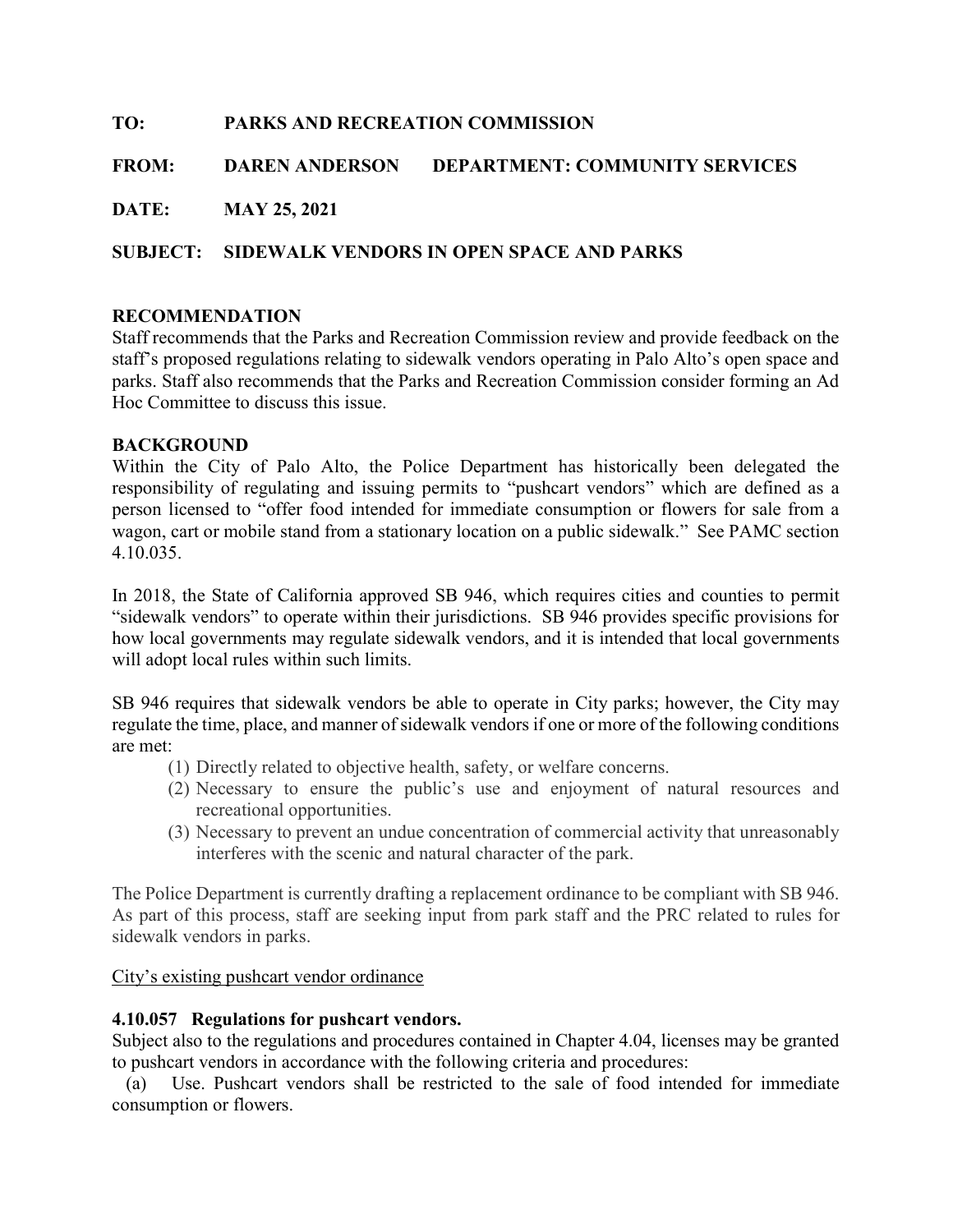**TO:** PARKS AND RECREATION COMMISSION

**FROM:** DAREN ANDERSON **DEPARTMENT: COMMUNITY SERVICES**

**DATE:** MAY 25, 2021

**SUBJECT: SIDEWALK VENDORS IN OPEN SPACE AND PARKS**

## RECOMMENDATION

Staff recommends that the Parks and Recreation Commission review and provide feedback on the staff's proposed regulations relating to sidewalk vendors operating in Palo Alto's open space and parks. Staff also recommends that the Parks and Recreation Commission consider forming an Ad Hoc Committee to discuss this issue.

## BACKGROUND

Within the City of Palo Alto, the Police Department has historically been delegated the responsibility of regulating and issuing permits to "pushcart vendors" which are defined as a person licensed to "offer food intended for immediate consumption or flowers for sale from a wagon, cart or mobile stand from a stationary location on a public sidewalk." See PAMC section 4.10.035.

In 2018, the State of California approved SB 946, which requires cities and counties to permit "sidewalk vendors" to operate within their jurisdictions. SB 946 provides specific provisions for how local governments may regulate sidewalk vendors, and it is intended that local governments will adopt local rules within such limits.

SB 946 requires that sidewalk vendors be able to operate in City parks; however, the City may regulate the time, place, and manner of sidewalk vendors if one or more of the following conditions are met:

1. Directly related to objective health, safety, or welfare concerns.
2. Necessary to ensure the public's use and enjoyment of natural resources and recreational opportunities.
3. Necessary to prevent an undue concentration of commercial activity that unreasonably interferes with the scenic and natural character of the park.

The Police Department is currently drafting a replacement ordinance to be compliant with SB 946. As part of this process, staff are seeking input from park staff and the PRC related to rules for sidewalk vendors in parks.

<u>City's existing pushcart vendor ordinance</u>

**4.10.057 Regulations for pushcart vendors.**

Subject also to the regulations and procedures contained in Chapter 4.04, licenses may be granted to pushcart vendors in accordance with the following criteria and procedures:

(a) Use. Pushcart vendors shall be restricted to the sale of food intended for immediate consumption or flowers.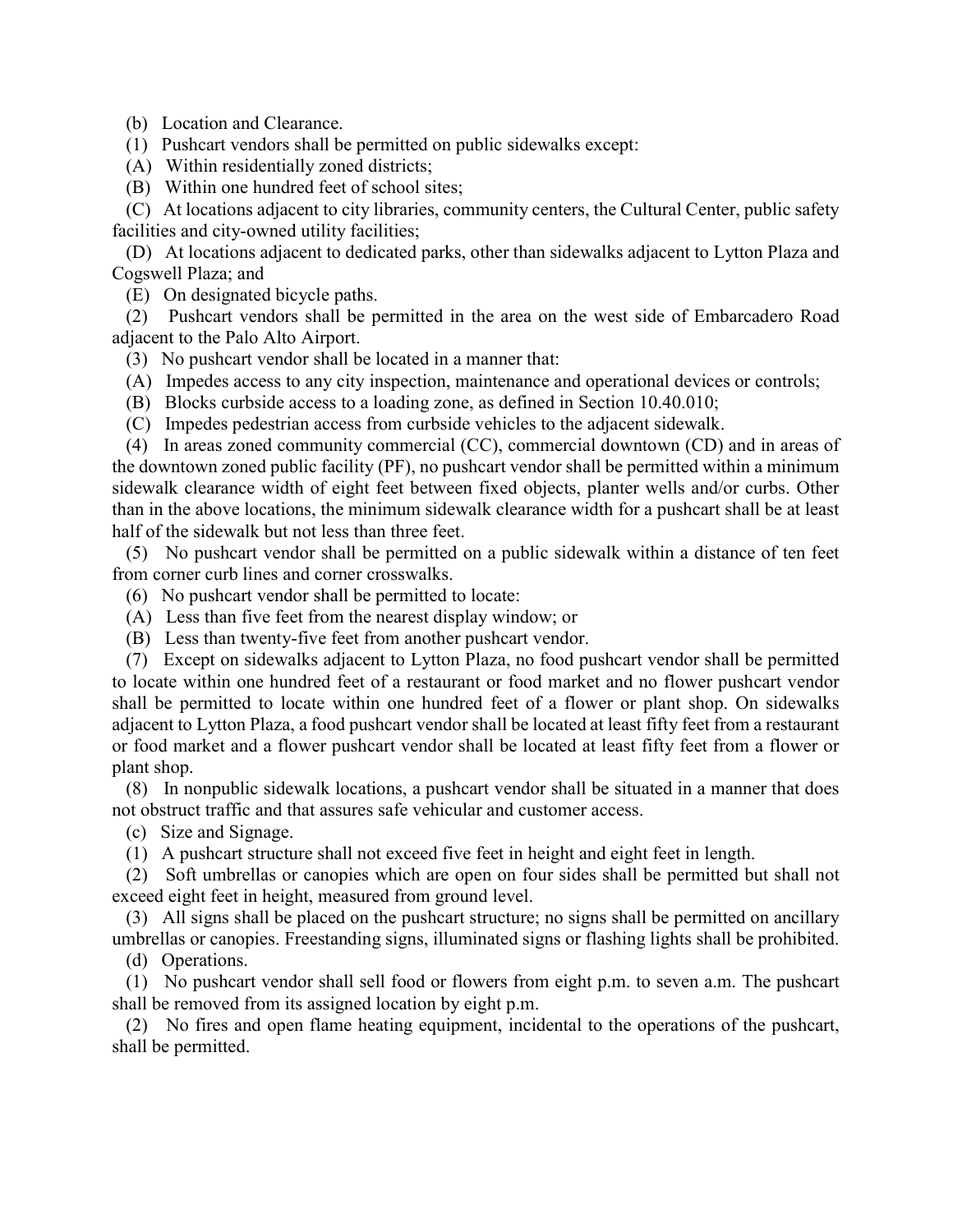(b) Location and Clearance.

(1) Pushcart vendors shall be permitted on public sidewalks except:

(A) Within residentially zoned districts;

(B) Within one hundred feet of school sites;

(C) At locations adjacent to city libraries, community centers, the Cultural Center, public safety facilities and city-owned utility facilities;

(D) At locations adjacent to dedicated parks, other than sidewalks adjacent to Lytton Plaza and Cogswell Plaza; and

(E) On designated bicycle paths.

(2) Pushcart vendors shall be permitted in the area on the west side of Embarcadero Road adjacent to the Palo Alto Airport.

(3) No pushcart vendor shall be located in a manner that:

(A) Impedes access to any city inspection, maintenance and operational devices or controls;

(B) Blocks curbside access to a loading zone, as defined in Section 10.40.010;

(C) Impedes pedestrian access from curbside vehicles to the adjacent sidewalk.

(4) In areas zoned community commercial (CC), commercial downtown (CD) and in areas of the downtown zoned public facility (PF), no pushcart vendor shall be permitted within a minimum sidewalk clearance width of eight feet between fixed objects, planter wells and/or curbs. Other than in the above locations, the minimum sidewalk clearance width for a pushcart shall be at least half of the sidewalk but not less than three feet.

(5) No pushcart vendor shall be permitted on a public sidewalk within a distance of ten feet from corner curb lines and corner crosswalks.

(6) No pushcart vendor shall be permitted to locate:

(A) Less than five feet from the nearest display window; or

(B) Less than twenty-five feet from another pushcart vendor.

(7) Except on sidewalks adjacent to Lytton Plaza, no food pushcart vendor shall be permitted to locate within one hundred feet of a restaurant or food market and no flower pushcart vendor shall be permitted to locate within one hundred feet of a flower or plant shop. On sidewalks adjacent to Lytton Plaza, a food pushcart vendor shall be located at least fifty feet from a restaurant or food market and a flower pushcart vendor shall be located at least fifty feet from a flower or plant shop.

(8) In nonpublic sidewalk locations, a pushcart vendor shall be situated in a manner that does not obstruct traffic and that assures safe vehicular and customer access.

(c) Size and Signage.

(1) A pushcart structure shall not exceed five feet in height and eight feet in length.

(2) Soft umbrellas or canopies which are open on four sides shall be permitted but shall not exceed eight feet in height, measured from ground level.

(3) All signs shall be placed on the pushcart structure; no signs shall be permitted on ancillary umbrellas or canopies. Freestanding signs, illuminated signs or flashing lights shall be prohibited.

(d) Operations.

(1) No pushcart vendor shall sell food or flowers from eight p.m. to seven a.m. The pushcart shall be removed from its assigned location by eight p.m.

(2) No fires and open flame heating equipment, incidental to the operations of the pushcart, shall be permitted.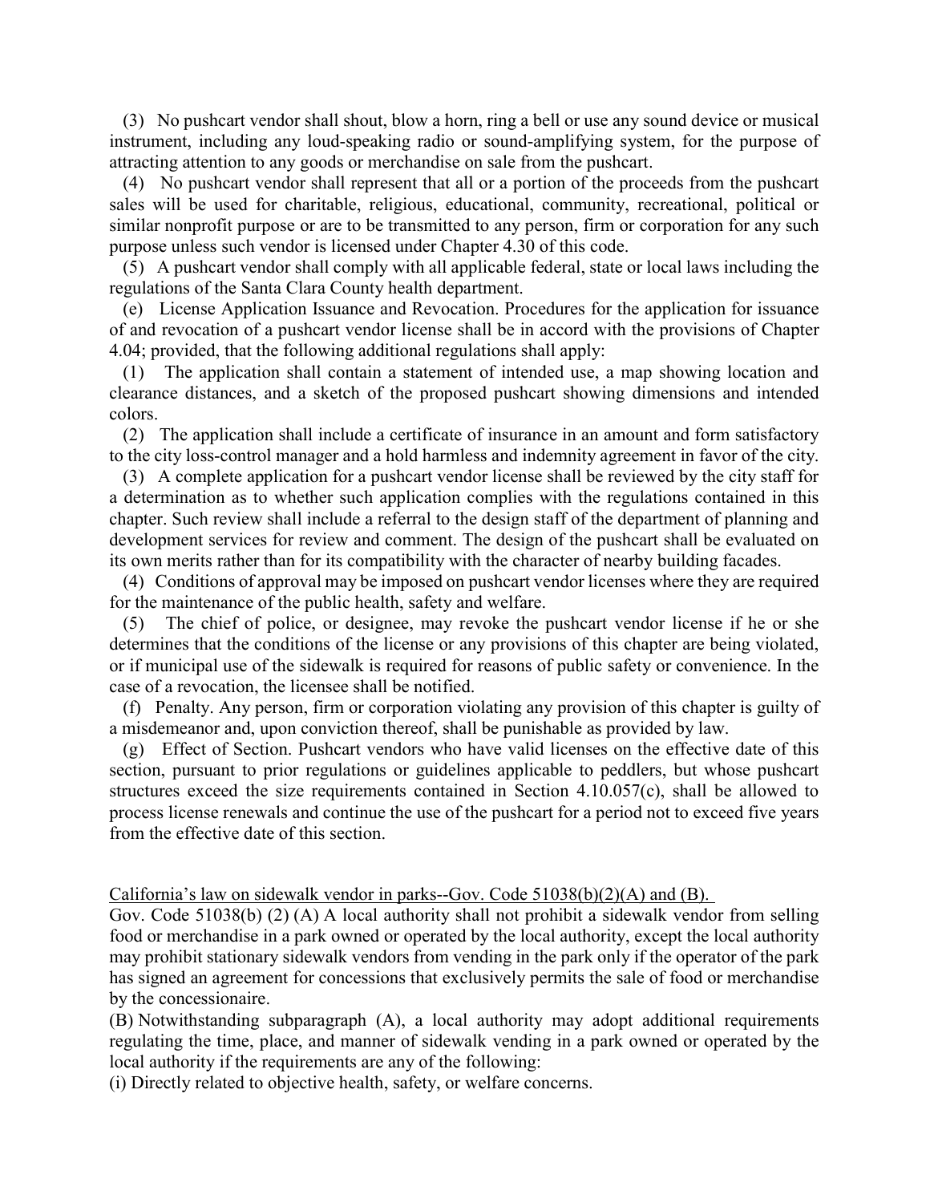(3) No pushcart vendor shall shout, blow a horn, ring a bell or use any sound device or musical instrument, including any loud-speaking radio or sound-amplifying system, for the purpose of attracting attention to any goods or merchandise on sale from the pushcart.

(4) No pushcart vendor shall represent that all or a portion of the proceeds from the pushcart sales will be used for charitable, religious, educational, community, recreational, political or similar nonprofit purpose or are to be transmitted to any person, firm or corporation for any such purpose unless such vendor is licensed under Chapter 4.30 of this code.

(5) A pushcart vendor shall comply with all applicable federal, state or local laws including the regulations of the Santa Clara County health department.

(e) License Application Issuance and Revocation. Procedures for the application for issuance of and revocation of a pushcart vendor license shall be in accord with the provisions of Chapter 4.04; provided, that the following additional regulations shall apply:

(1) The application shall contain a statement of intended use, a map showing location and clearance distances, and a sketch of the proposed pushcart showing dimensions and intended colors.

(2) The application shall include a certificate of insurance in an amount and form satisfactory to the city loss-control manager and a hold harmless and indemnity agreement in favor of the city.

(3) A complete application for a pushcart vendor license shall be reviewed by the city staff for a determination as to whether such application complies with the regulations contained in this chapter. Such review shall include a referral to the design staff of the department of planning and development services for review and comment. The design of the pushcart shall be evaluated on its own merits rather than for its compatibility with the character of nearby building facades.

(4) Conditions of approval may be imposed on pushcart vendor licenses where they are required for the maintenance of the public health, safety and welfare.

(5) The chief of police, or designee, may revoke the pushcart vendor license if he or she determines that the conditions of the license or any provisions of this chapter are being violated, or if municipal use of the sidewalk is required for reasons of public safety or convenience. In the case of a revocation, the licensee shall be notified.

(f) Penalty. Any person, firm or corporation violating any provision of this chapter is guilty of a misdemeanor and, upon conviction thereof, shall be punishable as provided by law.

(g) Effect of Section. Pushcart vendors who have valid licenses on the effective date of this section, pursuant to prior regulations or guidelines applicable to peddlers, but whose pushcart structures exceed the size requirements contained in Section 4.10.057(c), shall be allowed to process license renewals and continue the use of the pushcart for a period not to exceed five years from the effective date of this section.

<u>California's law on sidewalk vendor in parks--Gov. Code 51038(b)(2)(A) and (B).</u>

Gov. Code 51038(b) (2) (A) A local authority shall not prohibit a sidewalk vendor from selling food or merchandise in a park owned or operated by the local authority, except the local authority may prohibit stationary sidewalk vendors from vending in the park only if the operator of the park has signed an agreement for concessions that exclusively permits the sale of food or merchandise by the concessionaire.

(B) Notwithstanding subparagraph (A), a local authority may adopt additional requirements regulating the time, place, and manner of sidewalk vending in a park owned or operated by the local authority if the requirements are any of the following:

(i) Directly related to objective health, safety, or welfare concerns.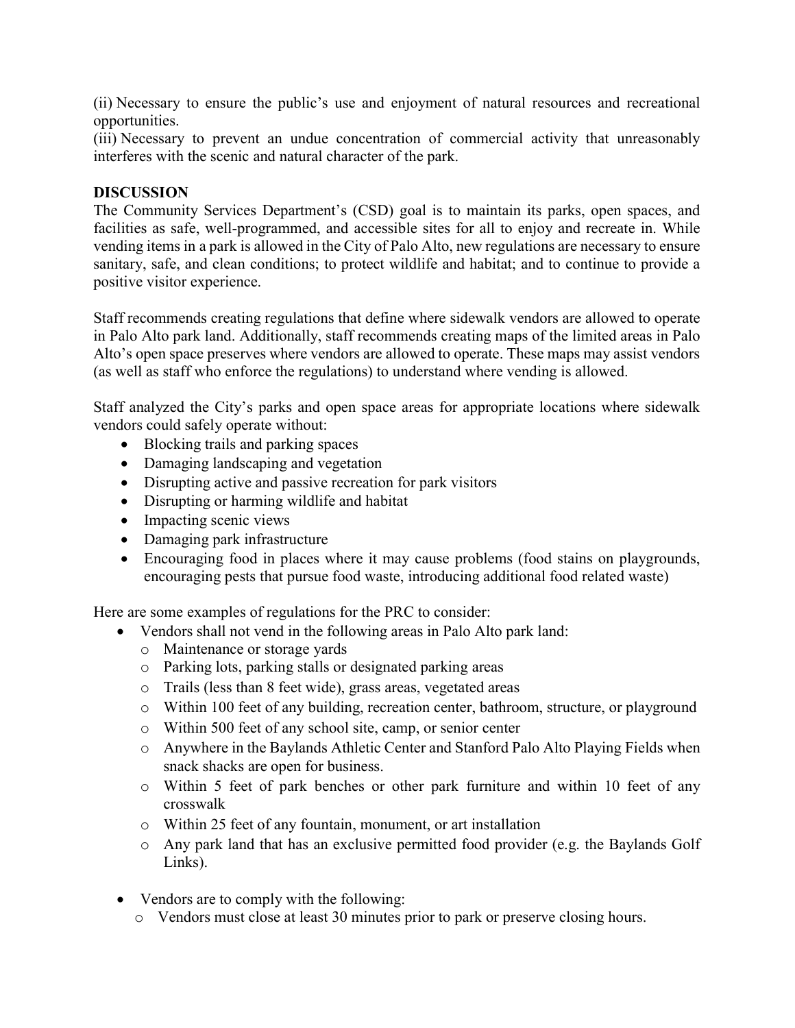(ii) Necessary to ensure the public's use and enjoyment of natural resources and recreational opportunities.

(iii) Necessary to prevent an undue concentration of commercial activity that unreasonably interferes with the scenic and natural character of the park.

**DISCUSSION**

The Community Services Department's (CSD) goal is to maintain its parks, open spaces, and facilities as safe, well-programmed, and accessible sites for all to enjoy and recreate in. While vending items in a park is allowed in the City of Palo Alto, new regulations are necessary to ensure sanitary, safe, and clean conditions; to protect wildlife and habitat; and to continue to provide a positive visitor experience.

Staff recommends creating regulations that define where sidewalk vendors are allowed to operate in Palo Alto park land. Additionally, staff recommends creating maps of the limited areas in Palo Alto's open space preserves where vendors are allowed to operate. These maps may assist vendors (as well as staff who enforce the regulations) to understand where vending is allowed.

Staff analyzed the City's parks and open space areas for appropriate locations where sidewalk vendors could safely operate without:

- Blocking trails and parking spaces
- Damaging landscaping and vegetation
- Disrupting active and passive recreation for park visitors
- Disrupting or harming wildlife and habitat
- Impacting scenic views
- Damaging park infrastructure
- Encouraging food in places where it may cause problems (food stains on playgrounds, encouraging pests that pursue food waste, introducing additional food related waste)

Here are some examples of regulations for the PRC to consider:

- Vendors shall not vend in the following areas in Palo Alto park land:
  - Maintenance or storage yards
  - Parking lots, parking stalls or designated parking areas
  - Trails (less than 8 feet wide), grass areas, vegetated areas
  - Within 100 feet of any building, recreation center, bathroom, structure, or playground
  - Within 500 feet of any school site, camp, or senior center
  - Anywhere in the Baylands Athletic Center and Stanford Palo Alto Playing Fields when snack shacks are open for business.
  - Within 5 feet of park benches or other park furniture and within 10 feet of any crosswalk
  - Within 25 feet of any fountain, monument, or art installation
  - Any park land that has an exclusive permitted food provider (e.g. the Baylands Golf Links).

- Vendors are to comply with the following:
  - Vendors must close at least 30 minutes prior to park or preserve closing hours.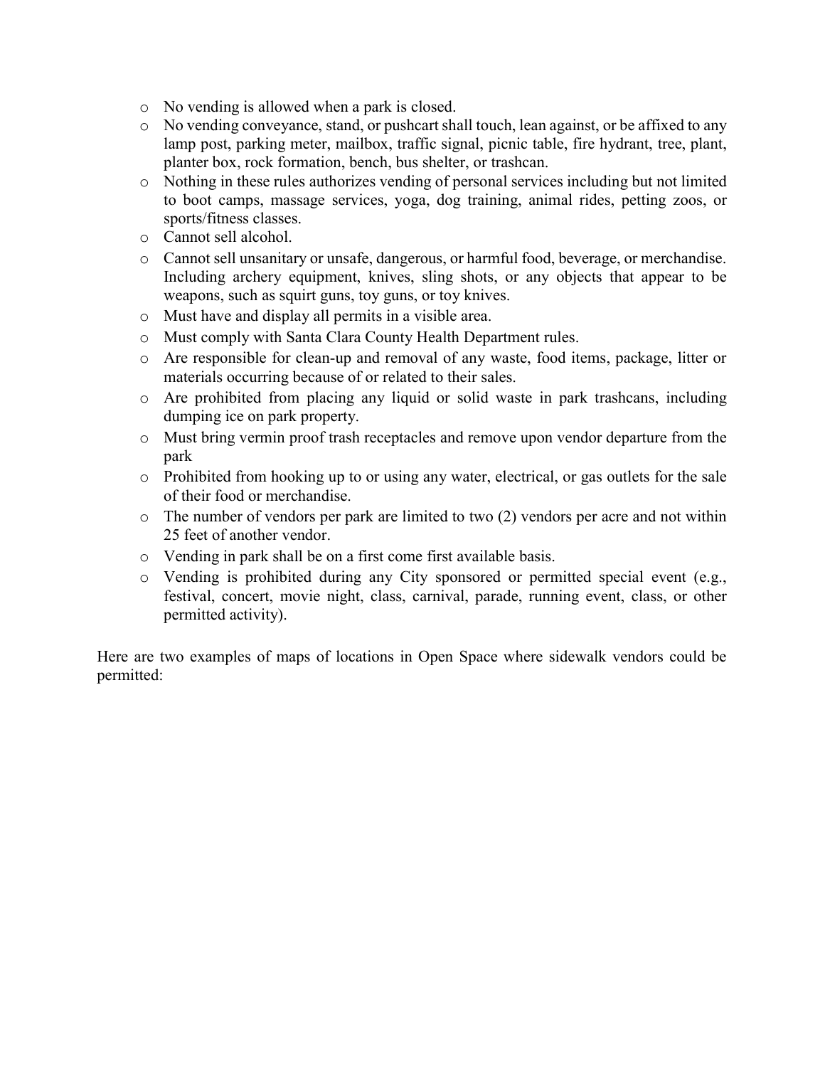- No vending is allowed when a park is closed.
- No vending conveyance, stand, or pushcart shall touch, lean against, or be affixed to any lamp post, parking meter, mailbox, traffic signal, picnic table, fire hydrant, tree, plant, planter box, rock formation, bench, bus shelter, or trashcan.
- Nothing in these rules authorizes vending of personal services including but not limited to boot camps, massage services, yoga, dog training, animal rides, petting zoos, or sports/fitness classes.
- Cannot sell alcohol.
- Cannot sell unsanitary or unsafe, dangerous, or harmful food, beverage, or merchandise. Including archery equipment, knives, sling shots, or any objects that appear to be weapons, such as squirt guns, toy guns, or toy knives.
- Must have and display all permits in a visible area.
- Must comply with Santa Clara County Health Department rules.
- Are responsible for clean-up and removal of any waste, food items, package, litter or materials occurring because of or related to their sales.
- Are prohibited from placing any liquid or solid waste in park trashcans, including dumping ice on park property.
- Must bring vermin proof trash receptacles and remove upon vendor departure from the park
- Prohibited from hooking up to or using any water, electrical, or gas outlets for the sale of their food or merchandise.
- The number of vendors per park are limited to two (2) vendors per acre and not within 25 feet of another vendor.
- Vending in park shall be on a first come first available basis.
- Vending is prohibited during any City sponsored or permitted special event (e.g., festival, concert, movie night, class, carnival, parade, running event, class, or other permitted activity).

Here are two examples of maps of locations in Open Space where sidewalk vendors could be permitted: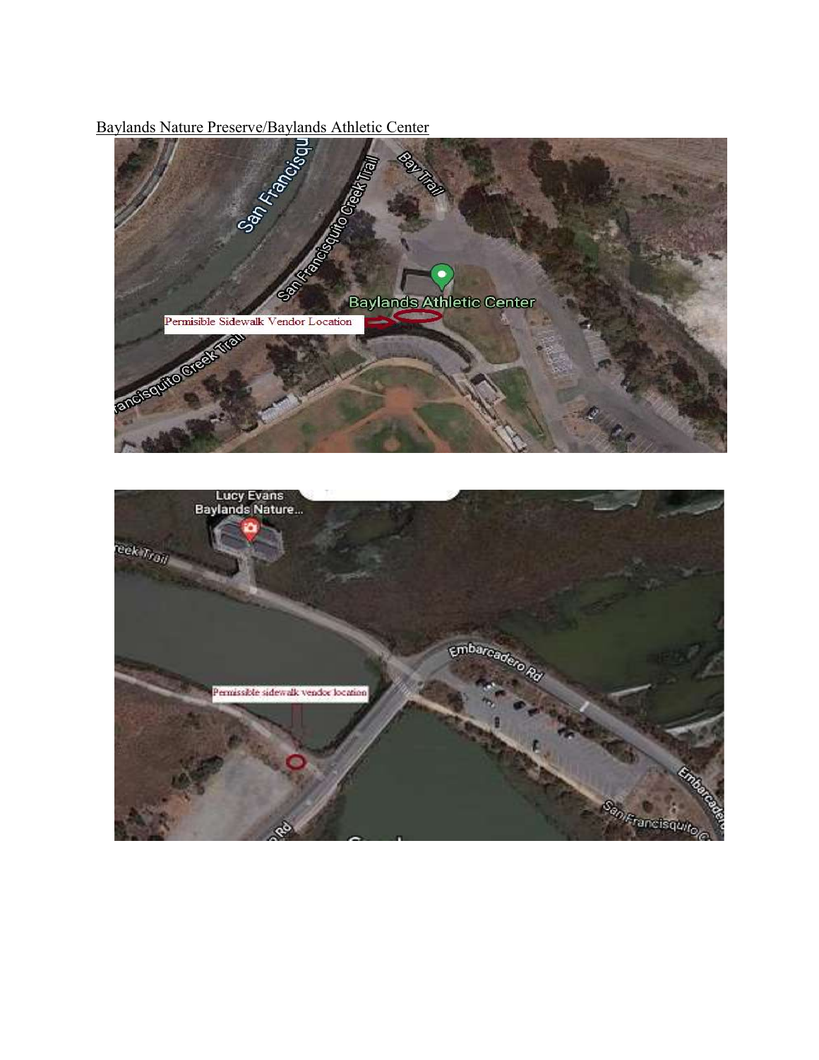Baylands Nature Preserve/Baylands Athletic Center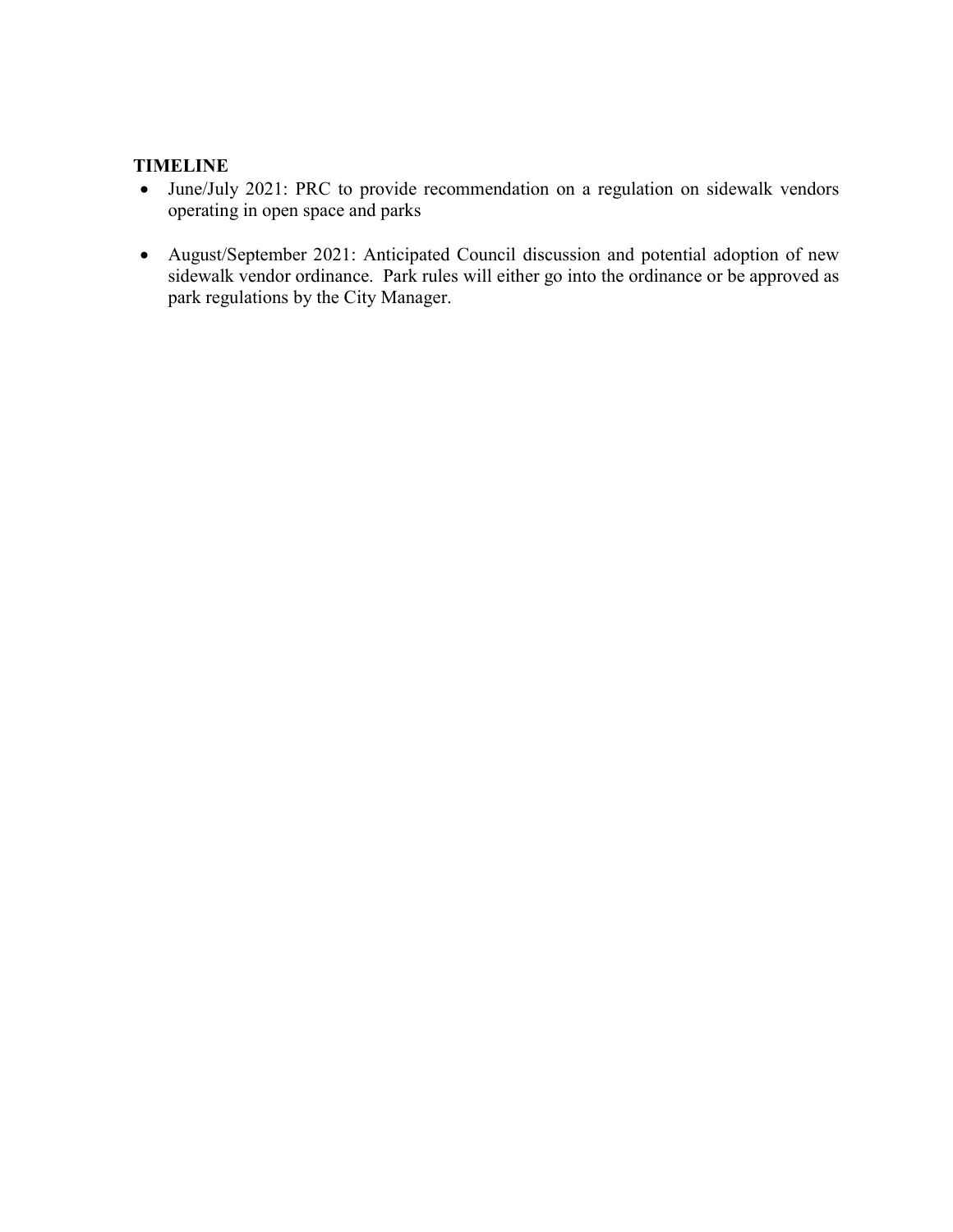**TIMELINE**

- June/July 2021: PRC to provide recommendation on a regulation on sidewalk vendors operating in open space and parks

- August/September 2021: Anticipated Council discussion and potential adoption of new sidewalk vendor ordinance. Park rules will either go into the ordinance or be approved as park regulations by the City Manager.